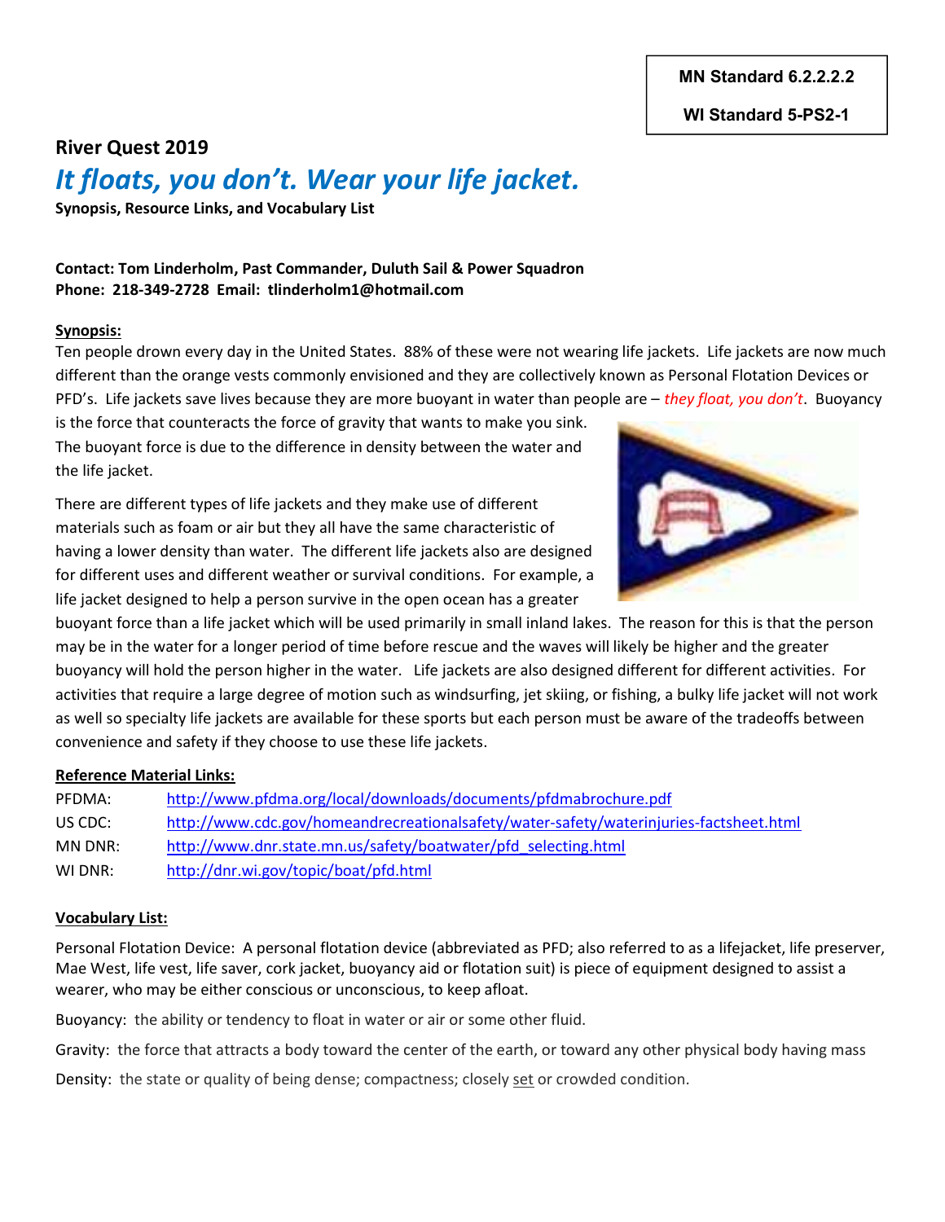**MN Standard 6.2.2.2.2**

**WI Standard 5-PS2-1**

## River Quest 2019

# *It floats, you don't. Wear your life jacket.*

**Synopsis, Resource Links, and Vocabulary List**

**Contact: Tom Linderholm, Past Commander, Duluth Sail & Power Squadron**
**Phone: 218-349-2728 Email: tlinderholm1@hotmail.com**

### Synopsis:

Ten people drown every day in the United States. 88% of these were not wearing life jackets. Life jackets are now much different than the orange vests commonly envisioned and they are collectively known as Personal Flotation Devices or PFD's. Life jackets save lives because they are more buoyant in water than people are – *they float, you don't*. Buoyancy is the force that counteracts the force of gravity that wants to make you sink. The buoyant force is due to the difference in density between the water and the life jacket.

There are different types of life jackets and they make use of different materials such as foam or air but they all have the same characteristic of having a lower density than water. The different life jackets also are designed for different uses and different weather or survival conditions. For example, a life jacket designed to help a person survive in the open ocean has a greater buoyant force than a life jacket which will be used primarily in small inland lakes. The reason for this is that the person may be in the water for a longer period of time before rescue and the waves will likely be higher and the greater buoyancy will hold the person higher in the water. Life jackets are also designed different for different activities. For activities that require a large degree of motion such as windsurfing, jet skiing, or fishing, a bulky life jacket will not work as well so specialty life jackets are available for these sports but each person must be aware of the tradeoffs between convenience and safety if they choose to use these life jackets.

### Reference Material Links:

| | |
|---|---|
| PFDMA: | http://www.pfdma.org/local/downloads/documents/pfdmabrochure.pdf |
| US CDC: | http://www.cdc.gov/homeandrecreationalsafety/water-safety/waterinjuries-factsheet.html |
| MN DNR: | http://www.dnr.state.mn.us/safety/boatwater/pfd_selecting.html |
| WI DNR: | http://dnr.wi.gov/topic/boat/pfd.html |

### Vocabulary List:

Personal Flotation Device: A personal flotation device (abbreviated as PFD; also referred to as a lifejacket, life preserver, Mae West, life vest, life saver, cork jacket, buoyancy aid or flotation suit) is piece of equipment designed to assist a wearer, who may be either conscious or unconscious, to keep afloat.

Buoyancy: the ability or tendency to float in water or air or some other fluid.

Gravity: the force that attracts a body toward the center of the earth, or toward any other physical body having mass

Density: the state or quality of being dense; compactness; closely set or crowded condition.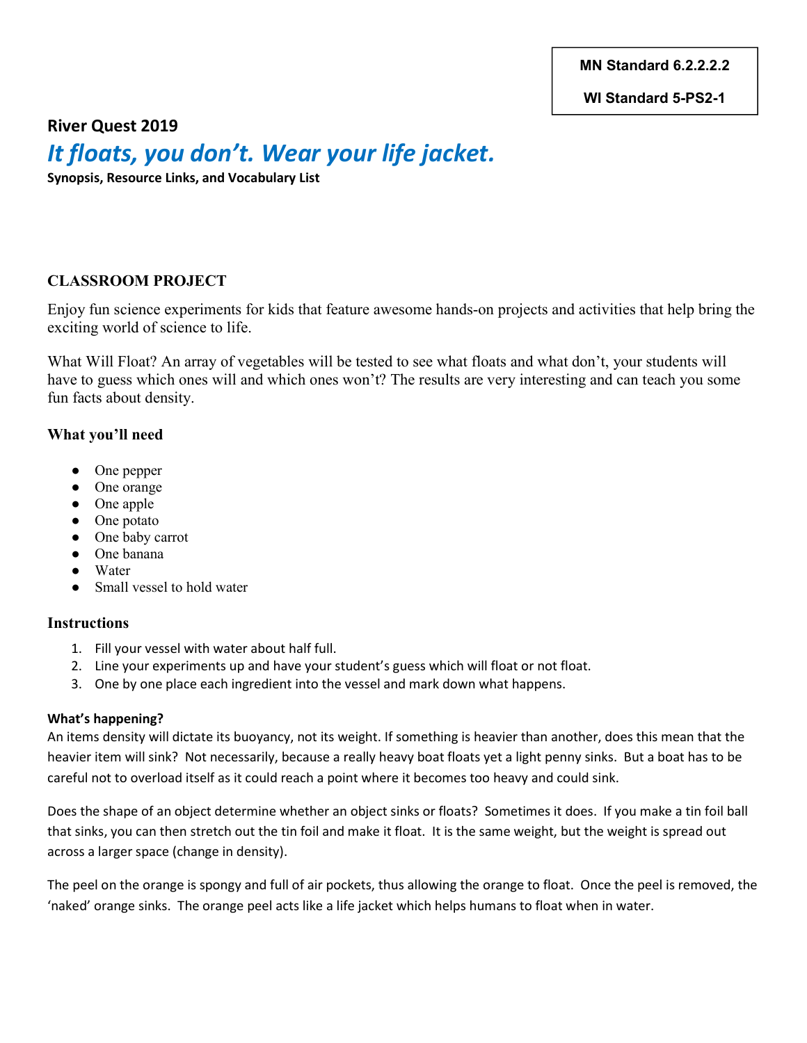MN Standard 6.2.2.2.2

WI Standard 5-PS2-1

**River Quest 2019**

# *It floats, you don't. Wear your life jacket.*

**Synopsis, Resource Links, and Vocabulary List**

## CLASSROOM PROJECT

Enjoy fun science experiments for kids that feature awesome hands-on projects and activities that help bring the exciting world of science to life.

What Will Float? An array of vegetables will be tested to see what floats and what don't, your students will have to guess which ones will and which ones won't? The results are very interesting and can teach you some fun facts about density.

### What you'll need

- One pepper
- One orange
- One apple
- One potato
- One baby carrot
- One banana
- Water
- Small vessel to hold water

### Instructions

1. Fill your vessel with water about half full.
2. Line your experiments up and have your student's guess which will float or not float.
3. One by one place each ingredient into the vessel and mark down what happens.

#### What's happening?

An items density will dictate its buoyancy, not its weight. If something is heavier than another, does this mean that the heavier item will sink? Not necessarily, because a really heavy boat floats yet a light penny sinks. But a boat has to be careful not to overload itself as it could reach a point where it becomes too heavy and could sink.

Does the shape of an object determine whether an object sinks or floats? Sometimes it does. If you make a tin foil ball that sinks, you can then stretch out the tin foil and make it float. It is the same weight, but the weight is spread out across a larger space (change in density).

The peel on the orange is spongy and full of air pockets, thus allowing the orange to float. Once the peel is removed, the 'naked' orange sinks. The orange peel acts like a life jacket which helps humans to float when in water.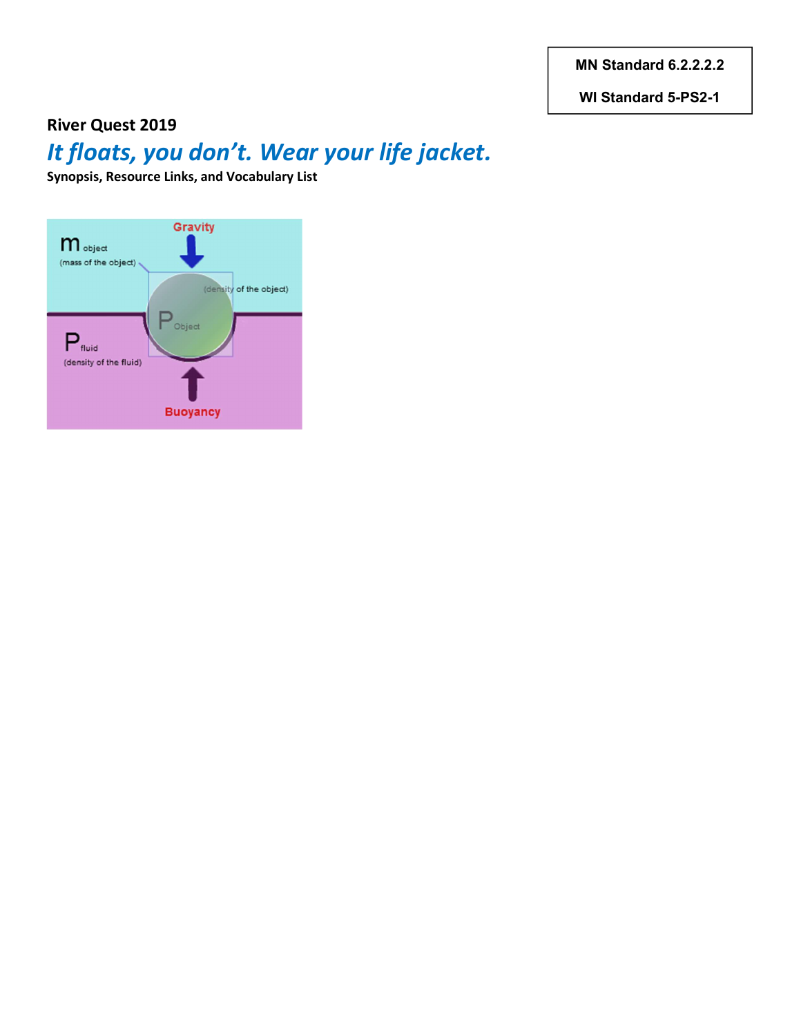MN Standard 6.2.2.2.2

WI Standard 5-PS2-1

**River Quest 2019**

## *It floats, you don't. Wear your life jacket.*

**Synopsis, Resource Links, and Vocabulary List**

Gravity

m object

(mass of the object)

(density of the object)

P Object

P fluid

(density of the fluid)

Buoyancy